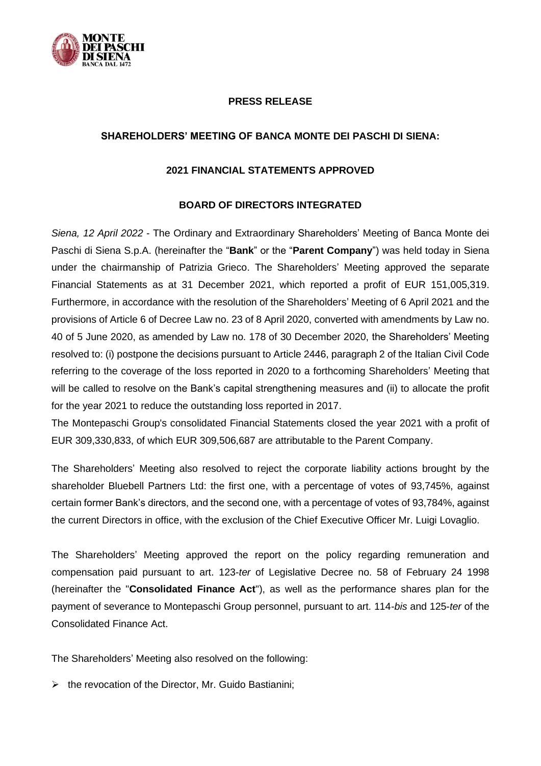**PRESS RELEASE**

**SHAREHOLDERS' MEETING OF BANCA MONTE DEI PASCHI DI SIENA:**

**2021 FINANCIAL STATEMENTS APPROVED**

**BOARD OF DIRECTORS INTEGRATED**

*Siena, 12 April 2022* - The Ordinary and Extraordinary Shareholders' Meeting of Banca Monte dei Paschi di Siena S.p.A. (hereinafter the "**Bank**" or the "**Parent Company**") was held today in Siena under the chairmanship of Patrizia Grieco. The Shareholders' Meeting approved the separate Financial Statements as at 31 December 2021, which reported a profit of EUR 151,005,319. Furthermore, in accordance with the resolution of the Shareholders' Meeting of 6 April 2021 and the provisions of Article 6 of Decree Law no. 23 of 8 April 2020, converted with amendments by Law no. 40 of 5 June 2020, as amended by Law no. 178 of 30 December 2020, the Shareholders' Meeting resolved to: (i) postpone the decisions pursuant to Article 2446, paragraph 2 of the Italian Civil Code referring to the coverage of the loss reported in 2020 to a forthcoming Shareholders' Meeting that will be called to resolve on the Bank's capital strengthening measures and (ii) to allocate the profit for the year 2021 to reduce the outstanding loss reported in 2017.

The Montepaschi Group's consolidated Financial Statements closed the year 2021 with a profit of EUR 309,330,833, of which EUR 309,506,687 are attributable to the Parent Company.

The Shareholders' Meeting also resolved to reject the corporate liability actions brought by the shareholder Bluebell Partners Ltd: the first one, with a percentage of votes of 93,745%, against certain former Bank's directors, and the second one, with a percentage of votes of 93,784%, against the current Directors in office, with the exclusion of the Chief Executive Officer Mr. Luigi Lovaglio.

The Shareholders' Meeting approved the report on the policy regarding remuneration and compensation paid pursuant to art. 123-*ter* of Legislative Decree no. 58 of February 24 1998 (hereinafter the "**Consolidated Finance Act**"), as well as the performance shares plan for the payment of severance to Montepaschi Group personnel, pursuant to art. 114-*bis* and 125-*ter* of the Consolidated Finance Act.

The Shareholders' Meeting also resolved on the following:

- the revocation of the Director, Mr. Guido Bastianini;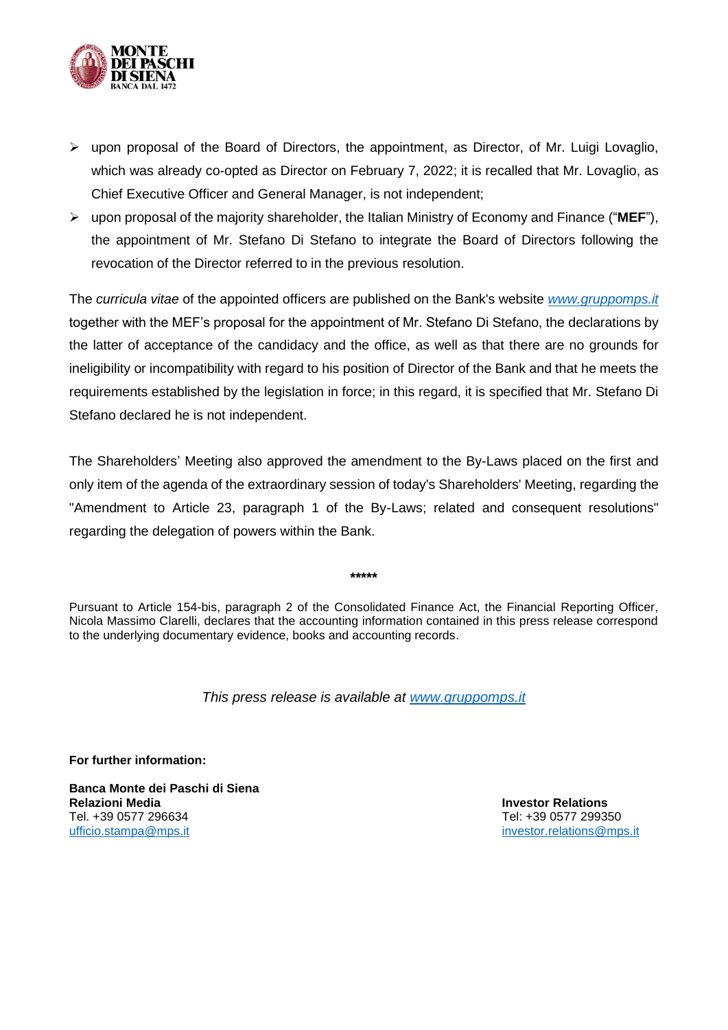- upon proposal of the Board of Directors, the appointment, as Director, of Mr. Luigi Lovaglio, which was already co-opted as Director on February 7, 2022; it is recalled that Mr. Lovaglio, as Chief Executive Officer and General Manager, is not independent;
- upon proposal of the majority shareholder, the Italian Ministry of Economy and Finance ("**MEF**"), the appointment of Mr. Stefano Di Stefano to integrate the Board of Directors following the revocation of the Director referred to in the previous resolution.

The *curricula vitae* of the appointed officers are published on the Bank's website *www.gruppomps.it* together with the MEF's proposal for the appointment of Mr. Stefano Di Stefano, the declarations by the latter of acceptance of the candidacy and the office, as well as that there are no grounds for ineligibility or incompatibility with regard to his position of Director of the Bank and that he meets the requirements established by the legislation in force; in this regard, it is specified that Mr. Stefano Di Stefano declared he is not independent.

The Shareholders' Meeting also approved the amendment to the By-Laws placed on the first and only item of the agenda of the extraordinary session of today's Shareholders' Meeting, regarding the "Amendment to Article 23, paragraph 1 of the By-Laws; related and consequent resolutions" regarding the delegation of powers within the Bank.

**\*\*\*\*\***

Pursuant to Article 154-bis, paragraph 2 of the Consolidated Finance Act, the Financial Reporting Officer, Nicola Massimo Clarelli, declares that the accounting information contained in this press release correspond to the underlying documentary evidence, books and accounting records.

*This press release is available at www.gruppomps.it*

**For further information:**

**Banca Monte dei Paschi di Siena**
**Relazioni Media**
Tel. +39 0577 296634
ufficio.stampa@mps.it

**Investor Relations**
Tel: +39 0577 299350
investor.relations@mps.it